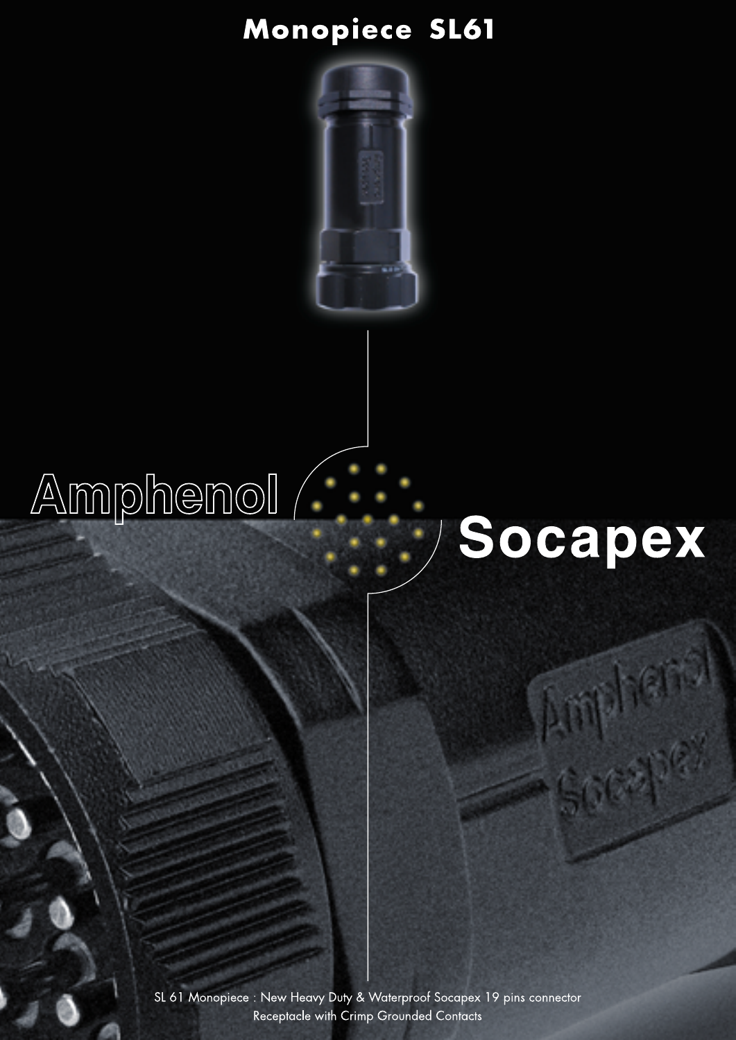# Monopiece SL61

Amphenol

Socapex

SL 61 Monopiece : New Heavy Duty & Waterproof Socapex 19 pins connector
Receptacle with Crimp Grounded Contacts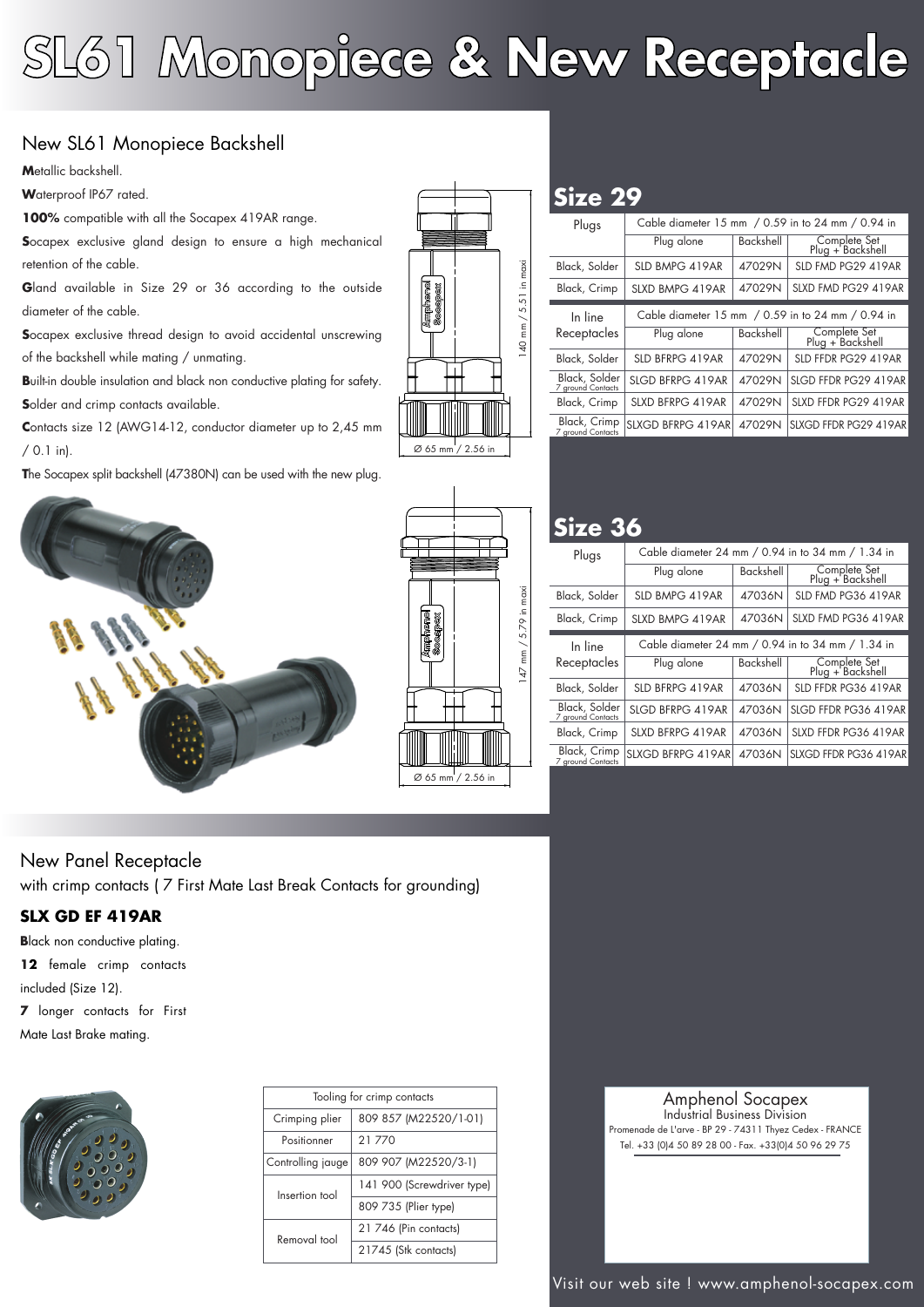# SL61 Monopiece & New Receptacle

## New SL61 Monopiece Backshell

**M**etallic backshell.

**W**aterproof IP67 rated.

**100%** compatible with all the Socapex 419AR range.

**S**ocapex exclusive gland design to ensure a high mechanical retention of the cable.

**G**land available in Size 29 or 36 according to the outside diameter of the cable.

**S**ocapex exclusive thread design to avoid accidental unscrewing of the backshell while mating / unmating.

**B**uilt-in double insulation and black non conductive plating for safety.

**S**older and crimp contacts available.

**C**ontacts size 12 (AWG14-12, conductor diameter up to 2,45 mm / 0.1 in).

**T**he Socapex split backshell (47380N) can be used with the new plug.

140 mm / 5.51 in maxi

Ø 65 mm / 2.56 in

147 mm / 5.79 in maxi

Ø 65 mm / 2.56 in

## Size 29

| Plugs | Cable diameter 15 mm / 0.59 in to 24 mm / 0.94 in | | |
|---|---|---|---|
| | Plug alone | Backshell | Complete Set Plug + Backshell |
| Black, Solder | SLD BMPG 419AR | 47029N | SLD FMD PG29 419AR |
| Black, Crimp | SLXD BMPG 419AR | 47029N | SLXD FMD PG29 419AR |

| In line Receptacles | Cable diameter 15 mm / 0.59 in to 24 mm / 0.94 in | | |
|---|---|---|---|
| | Plug alone | Backshell | Complete Set Plug + Backshell |
| Black, Solder | SLD BFRPG 419AR | 47029N | SLD FFDR PG29 419AR |
| Black, Solder 7 ground Contacts | SLGD BFRPG 419AR | 47029N | SLGD FFDR PG29 419AR |
| Black, Crimp | SLXD BFRPG 419AR | 47029N | SLXD FFDR PG29 419AR |
| Black, Crimp 7 ground Contacts | SLXGD BFRPG 419AR | 47029N | SLXGD FFDR PG29 419AR |

## Size 36

| Plugs | Cable diameter 24 mm / 0.94 in to 34 mm / 1.34 in | | |
|---|---|---|---|
| | Plug alone | Backshell | Complete Set Plug + Backshell |
| Black, Solder | SLD BMPG 419AR | 47036N | SLD FMD PG36 419AR |
| Black, Crimp | SLXD BMPG 419AR | 47036N | SLXD FMD PG36 419AR |

| In line Receptacles | Cable diameter 24 mm / 0.94 in to 34 mm / 1.34 in | | |
|---|---|---|---|
| | Plug alone | Backshell | Complete Set Plug + Backshell |
| Black, Solder | SLD BFRPG 419AR | 47036N | SLD FFDR PG36 419AR |
| Black, Solder 7 ground Contacts | SLGD BFRPG 419AR | 47036N | SLGD FFDR PG36 419AR |
| Black, Crimp | SLXD BFRPG 419AR | 47036N | SLXD FFDR PG36 419AR |
| Black, Crimp 7 ground Contacts | SLXGD BFRPG 419AR | 47036N | SLXGD FFDR PG36 419AR |

## New Panel Receptacle

with crimp contacts ( 7 First Mate Last Break Contacts for grounding)

### SLX GD EF 419AR

**B**lack non conductive plating.

**12** female crimp contacts included (Size 12).

**7** longer contacts for First Mate Last Brake mating.

| Tooling for crimp contacts | |
|---|---|
| Crimping plier | 809 857 (M22520/1-01) |
| Positionner | 21 770 |
| Controlling jauge | 809 907 (M22520/3-1) |
| Insertion tool | 141 900 (Screwdriver type) |
| | 809 735 (Plier type) |
| Removal tool | 21 746 (Pin contacts) |
| | 21745 (Stk contacts) |

Amphenol Socapex
Industrial Business Division
Promenade de L'arve - BP 29 - 74311 Thyez Cedex - FRANCE
Tel. +33 (0)4 50 89 28 00 - Fax. +33(0)4 50 96 29 75

Visit our web site ! www.amphenol-socapex.com